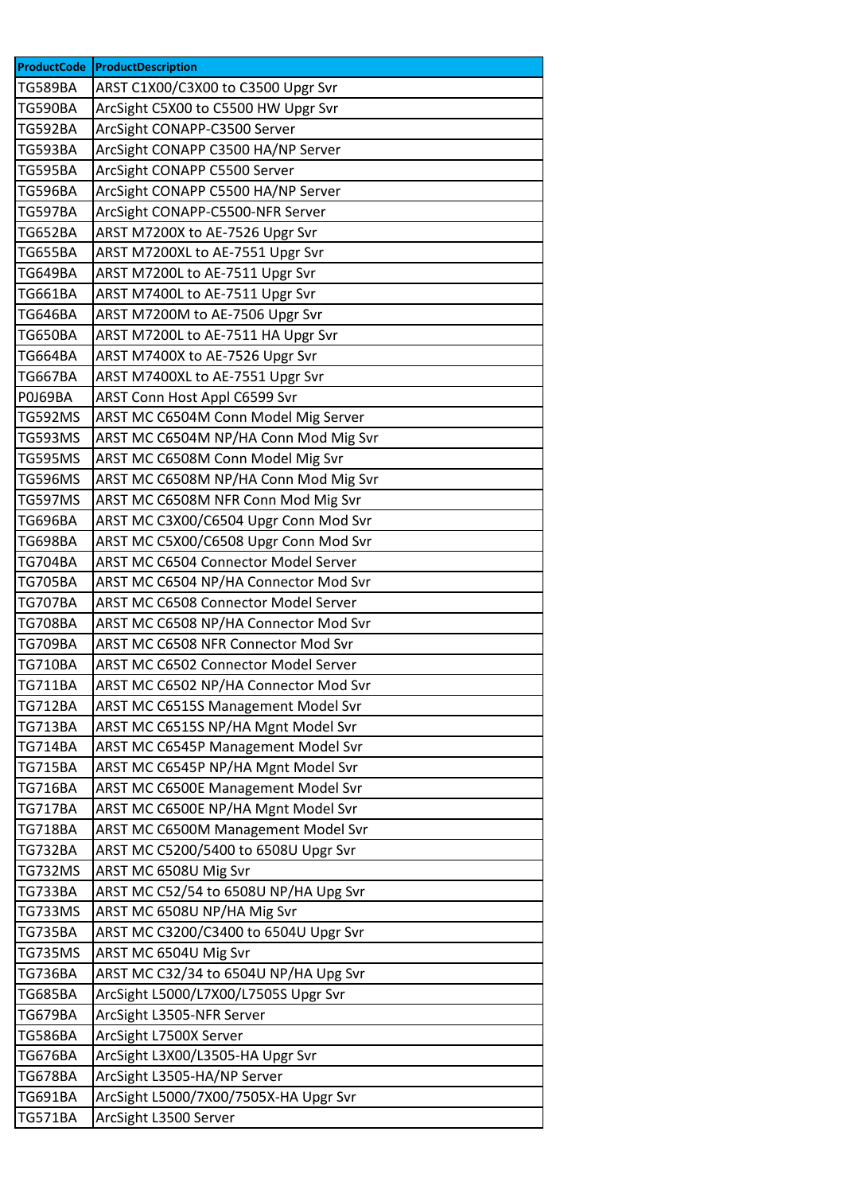| ProductCode | ProductDescription |
| --- | --- |
| TG589BA | ARST C1X00/C3X00 to C3500 Upgr Svr |
| TG590BA | ArcSight C5X00 to C5500 HW Upgr Svr |
| TG592BA | ArcSight CONAPP-C3500 Server |
| TG593BA | ArcSight CONAPP C3500 HA/NP Server |
| TG595BA | ArcSight CONAPP C5500 Server |
| TG596BA | ArcSight CONAPP C5500 HA/NP Server |
| TG597BA | ArcSight CONAPP-C5500-NFR Server |
| TG652BA | ARST M7200X to AE-7526 Upgr Svr |
| TG655BA | ARST M7200XL to AE-7551 Upgr Svr |
| TG649BA | ARST M7200L to AE-7511 Upgr Svr |
| TG661BA | ARST M7400L to AE-7511 Upgr Svr |
| TG646BA | ARST M7200M to AE-7506 Upgr Svr |
| TG650BA | ARST M7200L to AE-7511 HA Upgr Svr |
| TG664BA | ARST M7400X to AE-7526 Upgr Svr |
| TG667BA | ARST M7400XL to AE-7551 Upgr Svr |
| P0J69BA | ARST Conn Host Appl C6599 Svr |
| TG592MS | ARST MC C6504M Conn Model Mig Server |
| TG593MS | ARST MC C6504M NP/HA Conn Mod Mig Svr |
| TG595MS | ARST MC C6508M Conn Model Mig Svr |
| TG596MS | ARST MC C6508M NP/HA Conn Mod Mig Svr |
| TG597MS | ARST MC C6508M NFR Conn Mod Mig Svr |
| TG696BA | ARST MC C3X00/C6504 Upgr Conn Mod Svr |
| TG698BA | ARST MC C5X00/C6508 Upgr Conn Mod Svr |
| TG704BA | ARST MC C6504 Connector Model Server |
| TG705BA | ARST MC C6504 NP/HA Connector Mod Svr |
| TG707BA | ARST MC C6508 Connector Model Server |
| TG708BA | ARST MC C6508 NP/HA Connector Mod Svr |
| TG709BA | ARST MC C6508 NFR Connector Mod Svr |
| TG710BA | ARST MC C6502 Connector Model Server |
| TG711BA | ARST MC C6502 NP/HA Connector Mod Svr |
| TG712BA | ARST MC C6515S Management Model Svr |
| TG713BA | ARST MC C6515S NP/HA Mgnt Model Svr |
| TG714BA | ARST MC C6545P Management Model Svr |
| TG715BA | ARST MC C6545P NP/HA Mgnt Model Svr |
| TG716BA | ARST MC C6500E Management Model Svr |
| TG717BA | ARST MC C6500E NP/HA Mgnt Model Svr |
| TG718BA | ARST MC C6500M Management Model Svr |
| TG732BA | ARST MC C5200/5400 to 6508U Upgr Svr |
| TG732MS | ARST MC 6508U Mig Svr |
| TG733BA | ARST MC C52/54 to 6508U NP/HA Upg Svr |
| TG733MS | ARST MC 6508U NP/HA Mig Svr |
| TG735BA | ARST MC C3200/C3400 to 6504U Upgr Svr |
| TG735MS | ARST MC 6504U Mig Svr |
| TG736BA | ARST MC C32/34 to 6504U NP/HA Upg Svr |
| TG685BA | ArcSight L5000/L7X00/L7505S Upgr Svr |
| TG679BA | ArcSight L3505-NFR Server |
| TG586BA | ArcSight L7500X Server |
| TG676BA | ArcSight L3X00/L3505-HA Upgr Svr |
| TG678BA | ArcSight L3505-HA/NP Server |
| TG691BA | ArcSight L5000/7X00/7505X-HA Upgr Svr |
| TG571BA | ArcSight L3500 Server |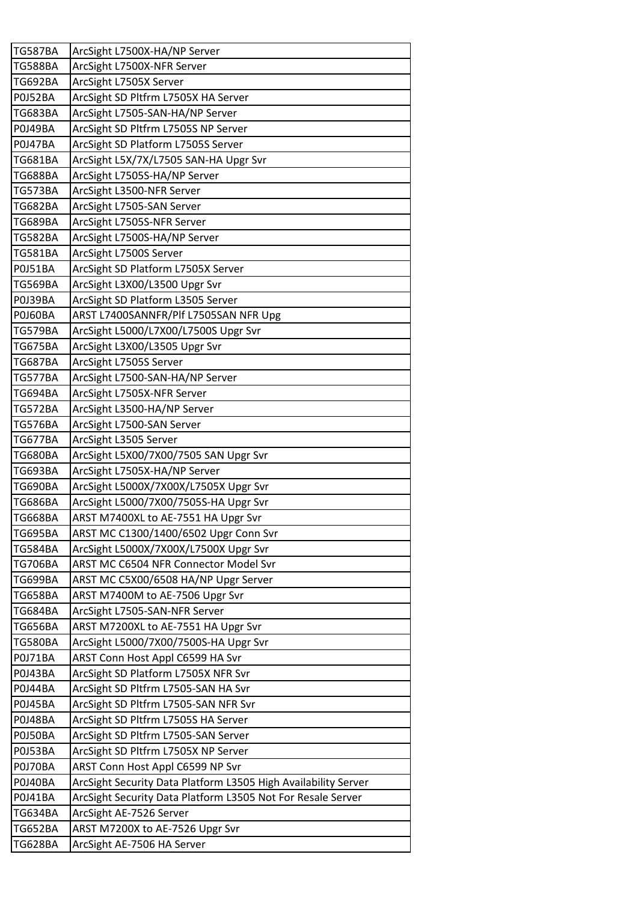| TG587BA | ArcSight L7500X-HA/NP Server |
|---|---|
| TG588BA | ArcSight L7500X-NFR Server |
| TG692BA | ArcSight L7505X Server |
| P0J52BA | ArcSight SD Pltfrm L7505X HA Server |
| TG683BA | ArcSight L7505-SAN-HA/NP Server |
| P0J49BA | ArcSight SD Pltfrm L7505S NP Server |
| P0J47BA | ArcSight SD Platform L7505S Server |
| TG681BA | ArcSight L5X/7X/L7505 SAN-HA Upgr Svr |
| TG688BA | ArcSight L7505S-HA/NP Server |
| TG573BA | ArcSight L3500-NFR Server |
| TG682BA | ArcSight L7505-SAN Server |
| TG689BA | ArcSight L7505S-NFR Server |
| TG582BA | ArcSight L7500S-HA/NP Server |
| TG581BA | ArcSight L7500S Server |
| P0J51BA | ArcSight SD Platform L7505X Server |
| TG569BA | ArcSight L3X00/L3500 Upgr Svr |
| P0J39BA | ArcSight SD Platform L3505 Server |
| P0J60BA | ARST L7400SANNFR/Plf L7505SAN NFR Upg |
| TG579BA | ArcSight L5000/L7X00/L7500S Upgr Svr |
| TG675BA | ArcSight L3X00/L3505 Upgr Svr |
| TG687BA | ArcSight L7505S Server |
| TG577BA | ArcSight L7500-SAN-HA/NP Server |
| TG694BA | ArcSight L7505X-NFR Server |
| TG572BA | ArcSight L3500-HA/NP Server |
| TG576BA | ArcSight L7500-SAN Server |
| TG677BA | ArcSight L3505 Server |
| TG680BA | ArcSight L5X00/7X00/7505 SAN Upgr Svr |
| TG693BA | ArcSight L7505X-HA/NP Server |
| TG690BA | ArcSight L5000X/7X00X/L7505X Upgr Svr |
| TG686BA | ArcSight L5000/7X00/7505S-HA Upgr Svr |
| TG668BA | ARST M7400XL to AE-7551 HA Upgr Svr |
| TG695BA | ARST MC C1300/1400/6502 Upgr Conn Svr |
| TG584BA | ArcSight L5000X/7X00X/L7500X Upgr Svr |
| TG706BA | ARST MC C6504 NFR Connector Model Svr |
| TG699BA | ARST MC C5X00/6508 HA/NP Upgr Server |
| TG658BA | ARST M7400M to AE-7506 Upgr Svr |
| TG684BA | ArcSight L7505-SAN-NFR Server |
| TG656BA | ARST M7200XL to AE-7551 HA Upgr Svr |
| TG580BA | ArcSight L5000/7X00/7500S-HA Upgr Svr |
| P0J71BA | ARST Conn Host Appl C6599 HA Svr |
| P0J43BA | ArcSight SD Platform L7505X NFR Svr |
| P0J44BA | ArcSight SD Pltfrm L7505-SAN HA Svr |
| P0J45BA | ArcSight SD Pltfrm L7505-SAN NFR Svr |
| P0J48BA | ArcSight SD Pltfrm L7505S HA Server |
| P0J50BA | ArcSight SD Pltfrm L7505-SAN Server |
| P0J53BA | ArcSight SD Pltfrm L7505X NP Server |
| P0J70BA | ARST Conn Host Appl C6599 NP Svr |
| P0J40BA | ArcSight Security Data Platform L3505 High Availability Server |
| P0J41BA | ArcSight Security Data Platform L3505 Not For Resale Server |
| TG634BA | ArcSight AE-7526 Server |
| TG652BA | ARST M7200X to AE-7526 Upgr Svr |
| TG628BA | ArcSight AE-7506 HA Server |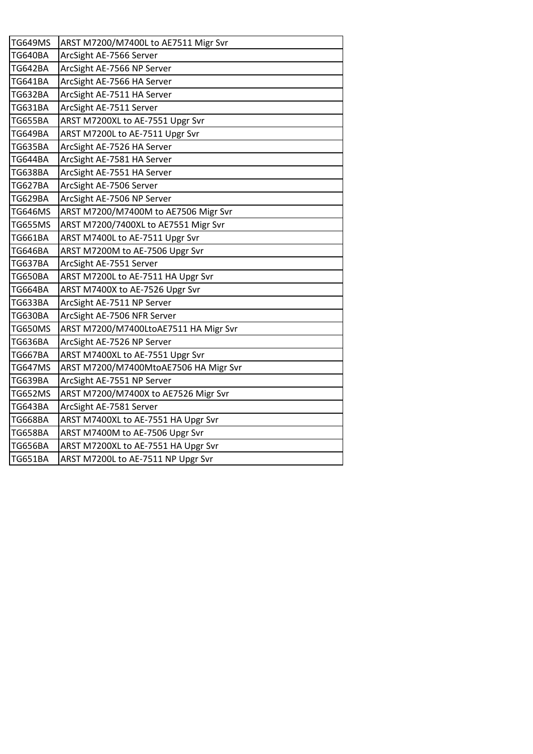| | |
|---|---|
| TG649MS | ARST M7200/M7400L to AE7511 Migr Svr |
| TG640BA | ArcSight AE-7566 Server |
| TG642BA | ArcSight AE-7566 NP Server |
| TG641BA | ArcSight AE-7566 HA Server |
| TG632BA | ArcSight AE-7511 HA Server |
| TG631BA | ArcSight AE-7511 Server |
| TG655BA | ARST M7200XL to AE-7551 Upgr Svr |
| TG649BA | ARST M7200L to AE-7511 Upgr Svr |
| TG635BA | ArcSight AE-7526 HA Server |
| TG644BA | ArcSight AE-7581 HA Server |
| TG638BA | ArcSight AE-7551 HA Server |
| TG627BA | ArcSight AE-7506 Server |
| TG629BA | ArcSight AE-7506 NP Server |
| TG646MS | ARST M7200/M7400M to AE7506 Migr Svr |
| TG655MS | ARST M7200/7400XL to AE7551 Migr Svr |
| TG661BA | ARST M7400L to AE-7511 Upgr Svr |
| TG646BA | ARST M7200M to AE-7506 Upgr Svr |
| TG637BA | ArcSight AE-7551 Server |
| TG650BA | ARST M7200L to AE-7511 HA Upgr Svr |
| TG664BA | ARST M7400X to AE-7526 Upgr Svr |
| TG633BA | ArcSight AE-7511 NP Server |
| TG630BA | ArcSight AE-7506 NFR Server |
| TG650MS | ARST M7200/M7400LtoAE7511 HA Migr Svr |
| TG636BA | ArcSight AE-7526 NP Server |
| TG667BA | ARST M7400XL to AE-7551 Upgr Svr |
| TG647MS | ARST M7200/M7400MtoAE7506 HA Migr Svr |
| TG639BA | ArcSight AE-7551 NP Server |
| TG652MS | ARST M7200/M7400X to AE7526 Migr Svr |
| TG643BA | ArcSight AE-7581 Server |
| TG668BA | ARST M7400XL to AE-7551 HA Upgr Svr |
| TG658BA | ARST M7400M to AE-7506 Upgr Svr |
| TG656BA | ARST M7200XL to AE-7551 HA Upgr Svr |
| TG651BA | ARST M7200L to AE-7511 NP Upgr Svr |